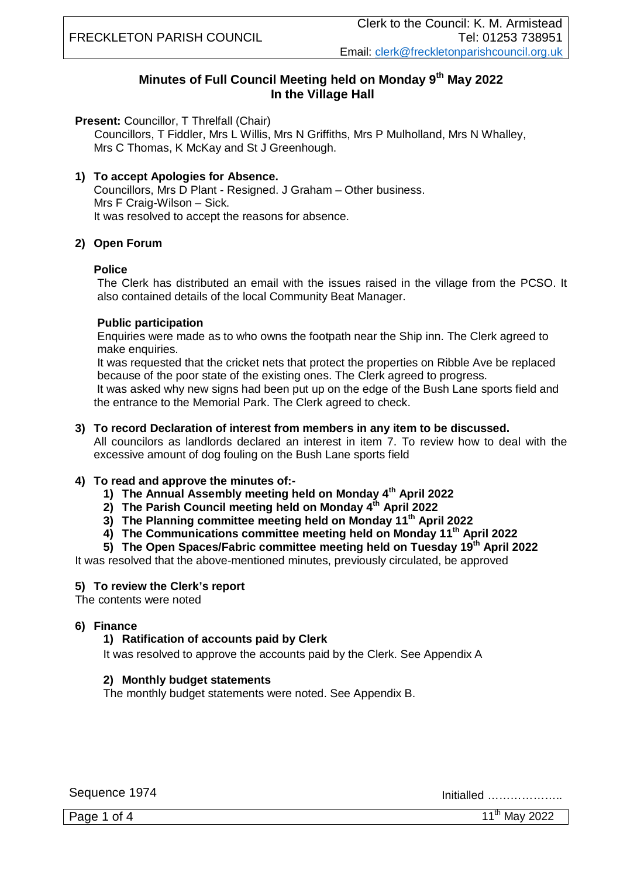FRECKLETON PARISH COUNCIL

Clerk to the Council: K. M. Armistead
Tel: 01253 738951
Email: clerk@freckletonparishcouncil.org.uk

## Minutes of Full Council Meeting held on Monday 9th May 2022 In the Village Hall

**Present:** Councillor, T Threlfall (Chair)
Councillors, T Fiddler, Mrs L Willis, Mrs N Griffiths, Mrs P Mulholland, Mrs N Whalley, Mrs C Thomas, K McKay and St J Greenhough.

**1) To accept Apologies for Absence.**

Councillors, Mrs D Plant - Resigned. J Graham – Other business.
Mrs F Craig-Wilson – Sick.
It was resolved to accept the reasons for absence.

**2) Open Forum**

**Police**

The Clerk has distributed an email with the issues raised in the village from the PCSO. It also contained details of the local Community Beat Manager.

**Public participation**

Enquiries were made as to who owns the footpath near the Ship inn. The Clerk agreed to make enquiries.
It was requested that the cricket nets that protect the properties on Ribble Ave be replaced because of the poor state of the existing ones. The Clerk agreed to progress.
It was asked why new signs had been put up on the edge of the Bush Lane sports field and the entrance to the Memorial Park. The Clerk agreed to check.

**3) To record Declaration of interest from members in any item to be discussed.**

All councilors as landlords declared an interest in item 7. To review how to deal with the excessive amount of dog fouling on the Bush Lane sports field

**4) To read and approve the minutes of:-**

1) **The Annual Assembly meeting held on Monday 4th April 2022**
2) **The Parish Council meeting held on Monday 4th April 2022**
3) **The Planning committee meeting held on Monday 11th April 2022**
4) **The Communications committee meeting held on Monday 11th April 2022**
5) **The Open Spaces/Fabric committee meeting held on Tuesday 19th April 2022**

It was resolved that the above-mentioned minutes, previously circulated, be approved

**5) To review the Clerk's report**

The contents were noted

**6) Finance**

1) **Ratification of accounts paid by Clerk**

It was resolved to approve the accounts paid by the Clerk. See Appendix A

2) **Monthly budget statements**

The monthly budget statements were noted. See Appendix B.

Sequence 1974

Initialled ………………..

11th May 2022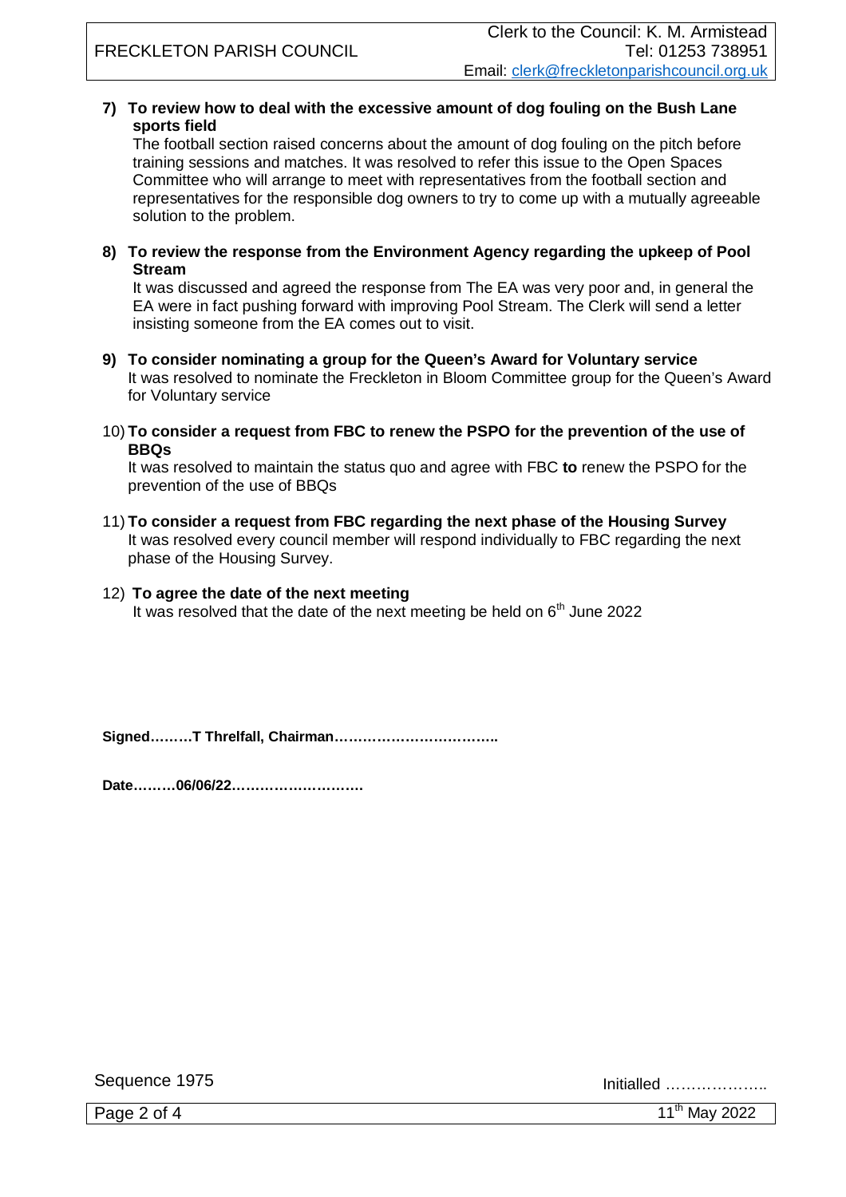**7) To review how to deal with the excessive amount of dog fouling on the Bush Lane sports field**

The football section raised concerns about the amount of dog fouling on the pitch before training sessions and matches. It was resolved to refer this issue to the Open Spaces Committee who will arrange to meet with representatives from the football section and representatives for the responsible dog owners to try to come up with a mutually agreeable solution to the problem.

**8) To review the response from the Environment Agency regarding the upkeep of Pool Stream**

It was discussed and agreed the response from The EA was very poor and, in general the EA were in fact pushing forward with improving Pool Stream. The Clerk will send a letter insisting someone from the EA comes out to visit.

**9) To consider nominating a group for the Queen's Award for Voluntary service**

It was resolved to nominate the Freckleton in Bloom Committee group for the Queen's Award for Voluntary service

**10) To consider a request from FBC to renew the PSPO for the prevention of the use of BBQs**

It was resolved to maintain the status quo and agree with FBC **to** renew the PSPO for the prevention of the use of BBQs

**11) To consider a request from FBC regarding the next phase of the Housing Survey**

It was resolved every council member will respond individually to FBC regarding the next phase of the Housing Survey.

**12) To agree the date of the next meeting**

It was resolved that the date of the next meeting be held on 6th June 2022

**Signed………T Threlfall, Chairman……………………………..**

**Date………06/06/22……………………….**

Sequence 1975

Initialled ………………..

11th May 2022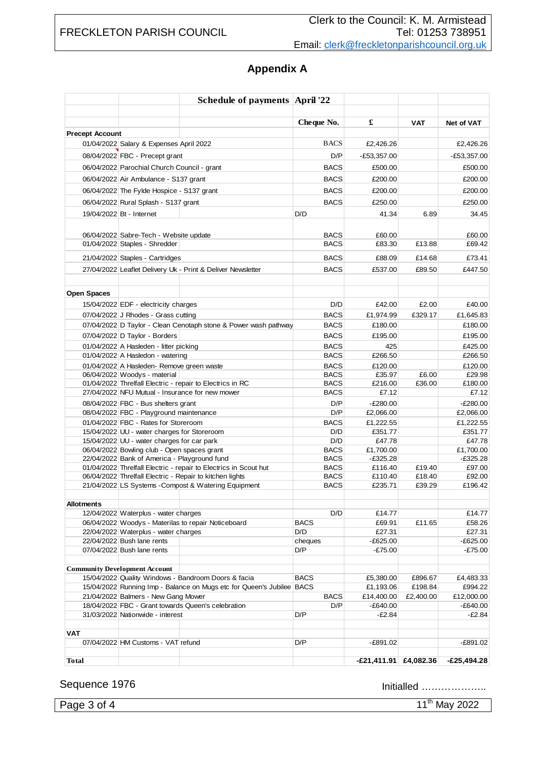## Appendix A

| | Schedule of payments April '22 | Cheque No. | £ | VAT | Net of VAT |
|---|---|---|---|---|---|
| **Precept Account** | | | | | |
| 01/04/2022 | Salary & Expenses April 2022 | BACS | £2,426.26 | | £2,426.26 |
| 08/04/2022 | FBC - Precept grant | D/P | -£53,357.00 | | -£53,357.00 |
| 06/04/2022 | Parochial Church Council - grant | BACS | £500.00 | | £500.00 |
| 06/04/2022 | Air Ambulance - S137 grant | BACS | £200.00 | | £200.00 |
| 06/04/2022 | The Fylde Hospice - S137 grant | BACS | £200.00 | | £200.00 |
| 06/04/2022 | Rural Splash - S137 grant | BACS | £250.00 | | £250.00 |
| 19/04/2022 | Bt - Internet | D/D | 41.34 | 6.89 | 34.45 |
| 06/04/2022 | Sabre-Tech - Website update | BACS | £60.00 | | £60.00 |
| 01/04/2022 | Staples - Shredder | BACS | £83.30 | £13.88 | £69.42 |
| 21/04/2022 | Staples - Cartridges | BACS | £88.09 | £14.68 | £73.41 |
| 27/04/2022 | Leaflet Delivery Uk - Print & Deliver Newsletter | BACS | £537.00 | £89.50 | £447.50 |
| **Open Spaces** | | | | | |
| 15/04/2022 | EDF - electricity charges | D/D | £42.00 | £2.00 | £40.00 |
| 07/04/2022 | J Rhodes - Grass cutting | BACS | £1,974.99 | £329.17 | £1,645.83 |
| 07/04/2022 | D Taylor - Clean Cenotaph stone & Power wash pathway | BACS | £180.00 | | £180.00 |
| 07/04/2022 | D Taylor - Borders | BACS | £195.00 | | £195.00 |
| 01/04/2022 | A Hasleden - litter picking | BACS | 425 | | £425.00 |
| 01/04/2022 | A Hasledon - watering | BACS | £266.50 | | £266.50 |
| 01/04/2022 | A Hasleden- Remove green waste | BACS | £120.00 | | £120.00 |
| 06/04/2022 | Woodys - material | BACS | £35.97 | £6.00 | £29.98 |
| 01/04/2022 | Threlfall Electric - repair to Electrics in RC | BACS | £216.00 | £36.00 | £180.00 |
| 27/04/2022 | NFU Mutual - Insurance for new mower | BACS | £7.12 | | £7.12 |
| 08/04/2022 | FBC - Bus shelters grant | D/P | -£280.00 | | -£280.00 |
| 08/04/2022 | FBC - Playground maintenance | D/P | £2,066.00 | | £2,066.00 |
| 01/04/2022 | FBC - Rates for Storeroom | BACS | £1,222.55 | | £1,222.55 |
| 15/04/2022 | UU - water charges for Storeroom | D/D | £351.77 | | £351.77 |
| 15/04/2022 | UU - water charges for car park | D/D | £47.78 | | £47.78 |
| 06/04/2022 | Bowling club - Open spaces grant | BACS | £1,700.00 | | £1,700.00 |
| 22/04/2022 | Bank of America - Playground fund | BACS | -£325.28 | | -£325.28 |
| 01/04/2022 | Threlfall Electric - repair to Electrics in Scout hut | BACS | £116.40 | £19.40 | £97.00 |
| 06/04/2022 | Threlfall Electric - Repair to kitchen lights | BACS | £110.40 | £18.40 | £92.00 |
| 21/04/2022 | LS Systems -Compost & Watering Equipment | BACS | £235.71 | £39.29 | £196.42 |
| **Allotments** | | | | | |
| 12/04/2022 | Waterplus - water charges | D/D | £14.77 | | £14.77 |
| 06/04/2022 | Woodys - Materilas to repair Noticeboard | BACS | £69.91 | £11.65 | £58.26 |
| 22/04/2022 | Waterplus - water charges | D/D | £27.31 | | £27.31 |
| 22/04/2022 | Bush lane rents | cheques | -£625.00 | | -£625.00 |
| 07/04/2022 | Bush lane rents | D/P | -£75.00 | | -£75.00 |
| **Community Development Account** | | | | | |
| 15/04/2022 | Quality Windows - Bandroom Doors & facia | BACS | £5,380.00 | £896.67 | £4,483.33 |
| 15/04/2022 | Running Imp - Balance on Mugs etc for Queen's Jubilee | BACS | £1,193.06 | £198.84 | £994.22 |
| 21/04/2022 | Balmers - New Gang Mower | BACS | £14,400.00 | £2,400.00 | £12,000.00 |
| 18/04/2022 | FBC - Grant towards Queen's celebration | D/P | -£640.00 | | -£640.00 |
| 31/03/2022 | Nationwide - interest | D/P | -£2.84 | | -£2.84 |
| **VAT** | | | | | |
| 07/04/2022 | HM Customs - VAT refund | D/P | -£891.02 | | -£891.02 |
| **Total** | | | -£21,411.91 | £4,082.36 | -£25,494.28 |

Sequence 1976

Initialled ………………..

11th May 2022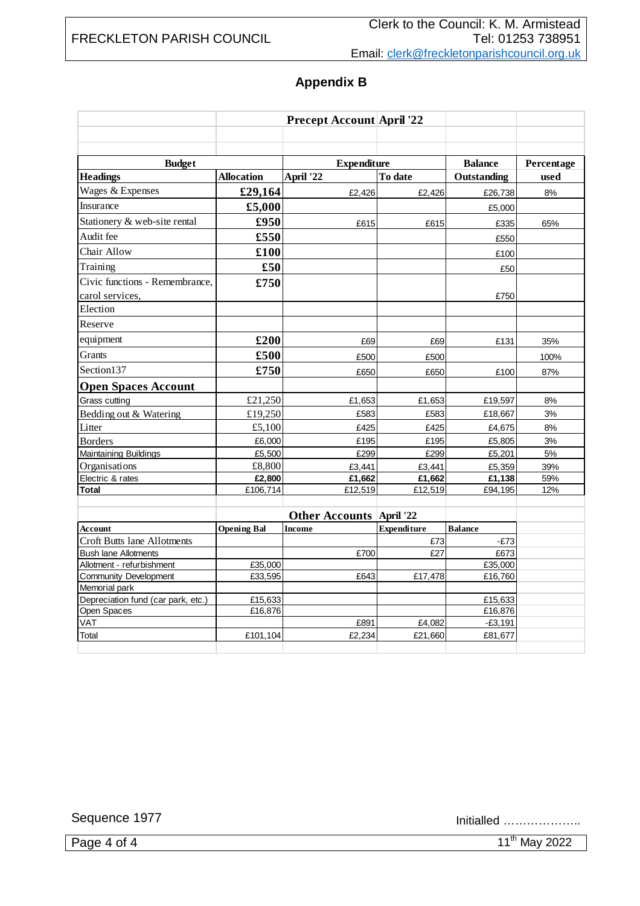## Appendix B

| | Precept Account April '22 | | | | |
|---|---|---|---|---|---|
| **Budget** | | **Expenditure** | | **Balance** | **Percentage** |
| **Headings** | **Allocation** | **April '22** | **To date** | **Outstanding** | **used** |
| Wages & Expenses | £29,164 | £2,426 | £2,426 | £26,738 | 8% |
| Insurance | £5,000 | | | £5,000 | |
| Stationery & web-site rental | £950 | £615 | £615 | £335 | 65% |
| Audit fee | £550 | | | £550 | |
| Chair Allow | £100 | | | £100 | |
| Training | £50 | | | £50 | |
| Civic functions - Remembrance, carol services, | £750 | | | £750 | |
| Election | | | | | |
| Reserve | | | | | |
| equipment | £200 | £69 | £69 | £131 | 35% |
| Grants | £500 | £500 | £500 | | 100% |
| Section137 | £750 | £650 | £650 | £100 | 87% |
| **Open Spaces Account** | | | | | |
| Grass cutting | £21,250 | £1,653 | £1,653 | £19,597 | 8% |
| Bedding out & Watering | £19,250 | £583 | £583 | £18,667 | 3% |
| Litter | £5,100 | £425 | £425 | £4,675 | 8% |
| Borders | £6,000 | £195 | £195 | £5,805 | 3% |
| Maintaining Buildings | £5,500 | £299 | £299 | £5,201 | 5% |
| Organisations | £8,800 | £3,441 | £3,441 | £5,359 | 39% |
| Electric & rates | **£2,800** | **£1,662** | **£1,662** | **£1,138** | 59% |
| **Total** | £106,714 | £12,519 | £12,519 | £94,195 | 12% |

| | Other Accounts April '22 | | | |
|---|---|---|---|---|
| **Account** | **Opening Bal** | **Income** | **Expenditure** | **Balance** |
| Croft Butts lane Allotments | | | £73 | -£73 |
| Bush lane Allotments | | £700 | £27 | £673 |
| Allotment - refurbishment | £35,000 | | | £35,000 |
| Community Development | £33,595 | £643 | £17,478 | £16,760 |
| Memorial park | | | | |
| Depreciation fund (car park, etc.) | £15,633 | | | £15,633 |
| Open Spaces | £16,876 | | | £16,876 |
| VAT | | £891 | £4,082 | -£3,191 |
| Total | £101,104 | £2,234 | £21,660 | £81,677 |

Sequence 1977

Initialled ………………..